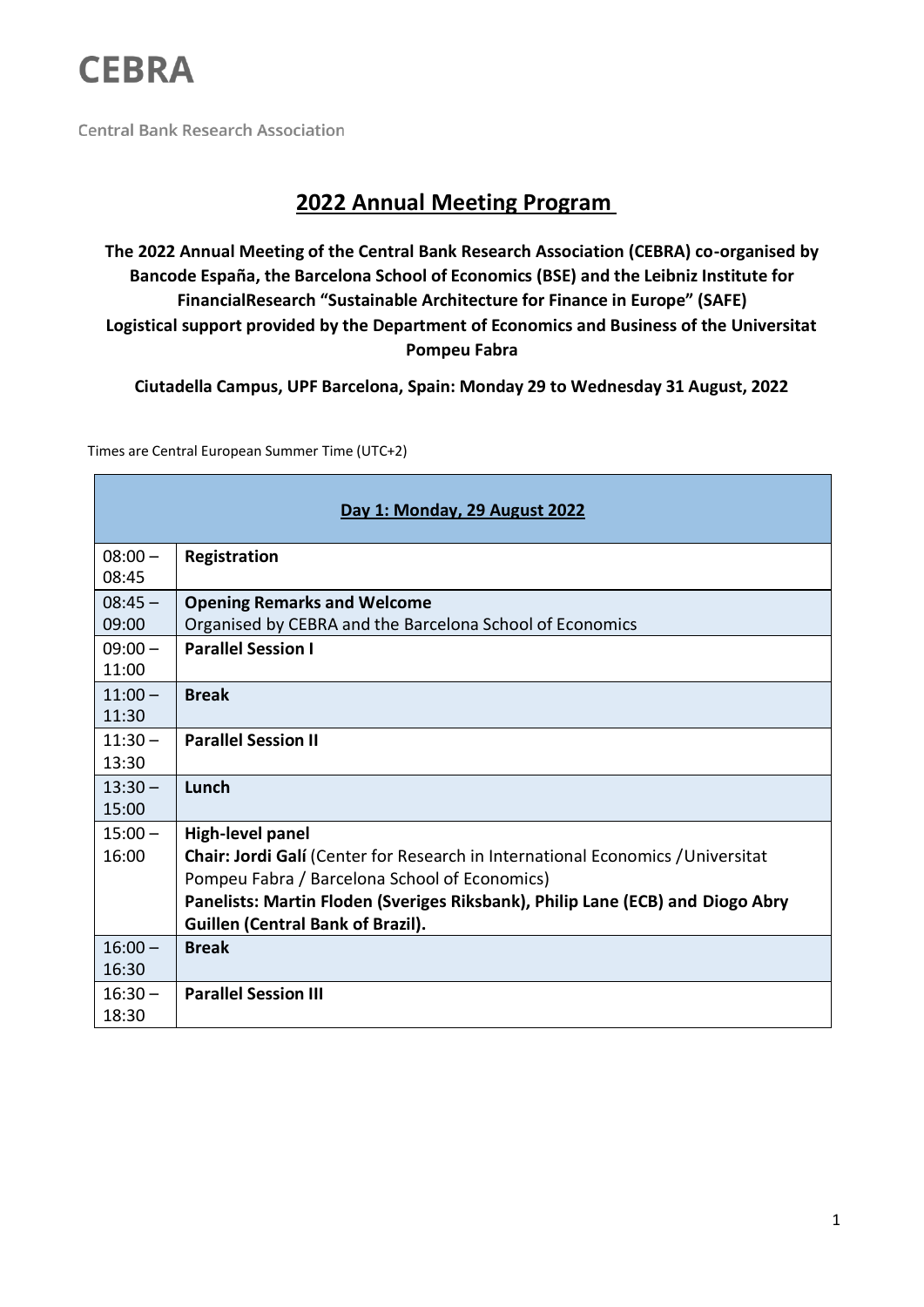# CEBRA

Central Bank Research Association

## 2022 Annual Meeting Program

**The 2022 Annual Meeting of the Central Bank Research Association (CEBRA) co-organised by Bancode España, the Barcelona School of Economics (BSE) and the Leibniz Institute for FinancialResearch "Sustainable Architecture for Finance in Europe" (SAFE)**
**Logistical support provided by the Department of Economics and Business of the Universitat Pompeu Fabra**

**Ciutadella Campus, UPF Barcelona, Spain: Monday 29 to Wednesday 31 August, 2022**

Times are Central European Summer Time (UTC+2)

| **Day 1: Monday, 29 August 2022** | |
|---|---|
| 08:00 – 08:45 | **Registration** |
| 08:45 – 09:00 | **Opening Remarks and Welcome**<br>Organised by CEBRA and the Barcelona School of Economics |
| 09:00 – 11:00 | **Parallel Session I** |
| 11:00 – 11:30 | **Break** |
| 11:30 – 13:30 | **Parallel Session II** |
| 13:30 – 15:00 | **Lunch** |
| 15:00 – 16:00 | **High-level panel**<br>**Chair: Jordi Galí** (Center for Research in International Economics /Universitat Pompeu Fabra / Barcelona School of Economics)<br>**Panelists: Martin Floden (Sveriges Riksbank), Philip Lane (ECB) and Diogo Abry Guillen (Central Bank of Brazil).** |
| 16:00 – 16:30 | **Break** |
| 16:30 – 18:30 | **Parallel Session III** |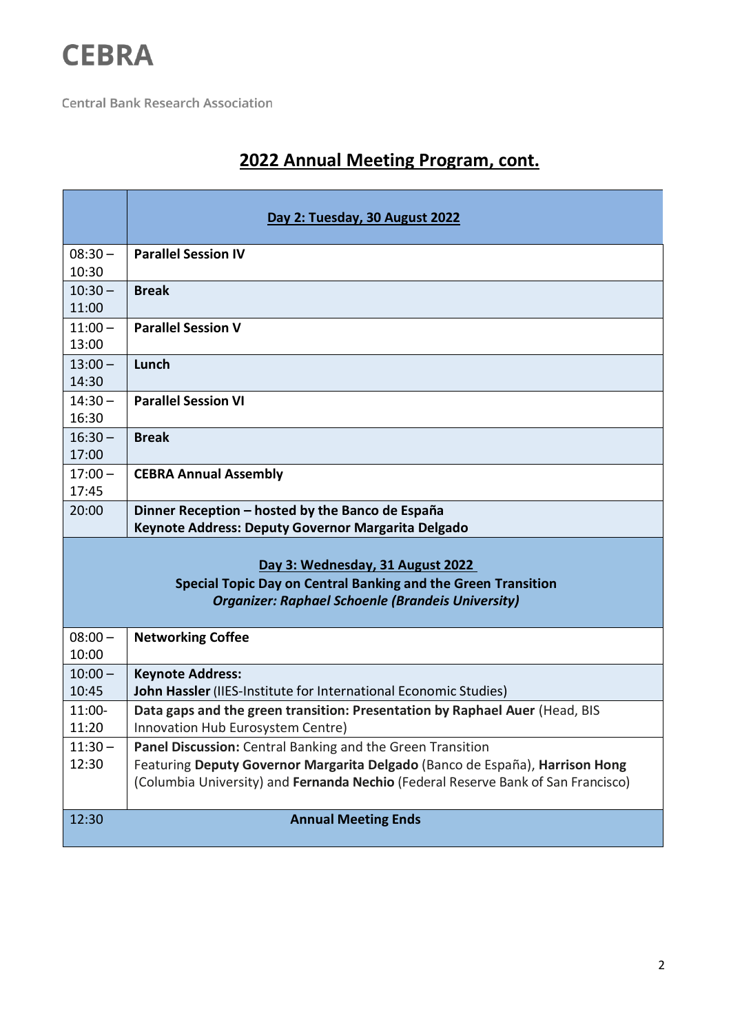# CEBRA

Central Bank Research Association

## 2022 Annual Meeting Program, cont.

| | Day 2: Tuesday, 30 August 2022 |
|---|---|
| 08:30 – 10:30 | **Parallel Session IV** |
| 10:30 – 11:00 | **Break** |
| 11:00 – 13:00 | **Parallel Session V** |
| 13:00 – 14:30 | **Lunch** |
| 14:30 – 16:30 | **Parallel Session VI** |
| 16:30 – 17:00 | **Break** |
| 17:00 – 17:45 | **CEBRA Annual Assembly** |
| 20:00 | **Dinner Reception – hosted by the Banco de España**<br>**Keynote Address: Deputy Governor Margarita Delgado** |
| | **Day 3: Wednesday, 31 August 2022**<br>**Special Topic Day on Central Banking and the Green Transition**<br>***Organizer: Raphael Schoenle (Brandeis University)*** |
| 08:00 – 10:00 | **Networking Coffee** |
| 10:00 – 10:45 | **Keynote Address:**<br>**John Hassler** (IIES-Institute for International Economic Studies) |
| 11:00-11:20 | **Data gaps and the green transition: Presentation by Raphael Auer** (Head, BIS Innovation Hub Eurosystem Centre) |
| 11:30 – 12:30 | **Panel Discussion:** Central Banking and the Green Transition<br>Featuring **Deputy Governor Margarita Delgado** (Banco de España), **Harrison Hong** (Columbia University) and **Fernanda Nechio** (Federal Reserve Bank of San Francisco) |
| 12:30 | **Annual Meeting Ends** |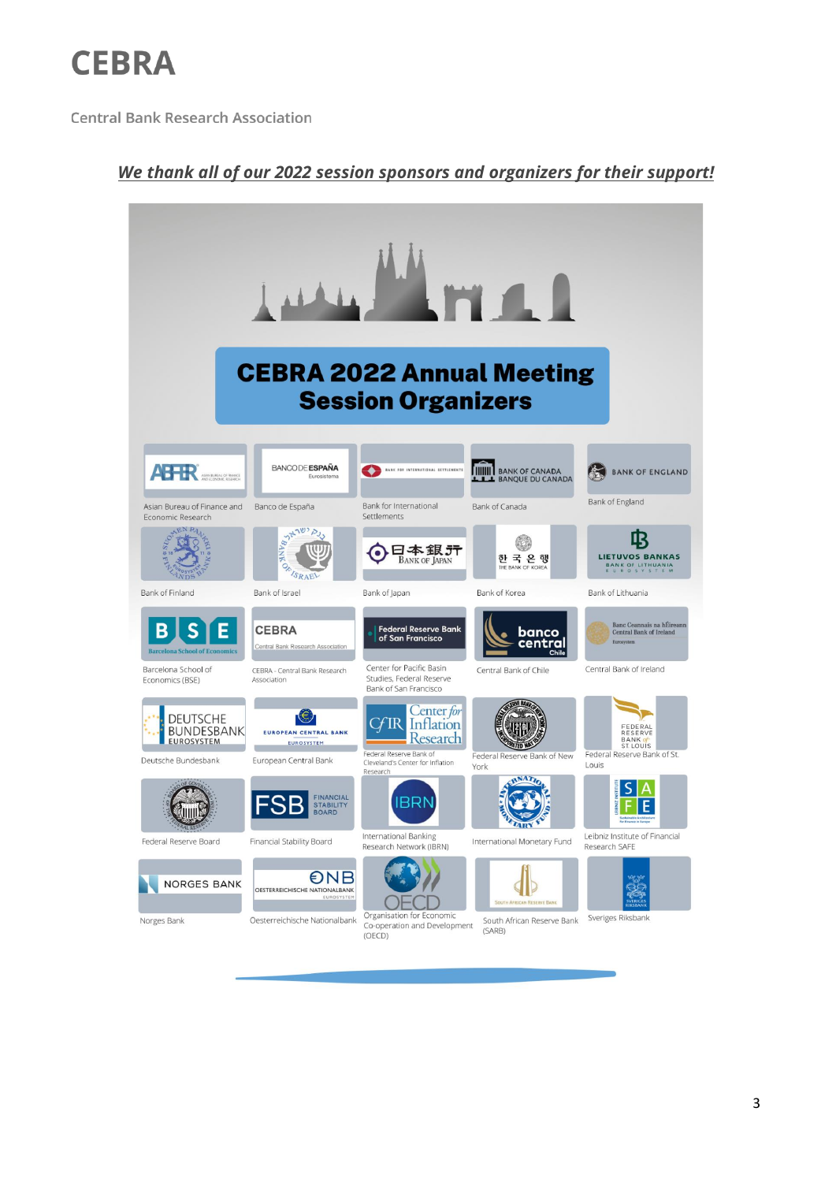# CEBRA

Central Bank Research Association

***We thank all of our 2022 session sponsors and organizers for their support!***

## CEBRA 2022 Annual Meeting Session Organizers

- Asian Bureau of Finance and Economic Research
- Banco de España
- Bank for International Settlements
- Bank of Canada
- Bank of England
- Bank of Finland
- Bank of Israel
- Bank of Japan
- Bank of Korea
- Bank of Lithuania
- Barcelona School of Economics (BSE)
- CEBRA - Central Bank Research Association
- Center for Pacific Basin Studies, Federal Reserve Bank of San Francisco
- Central Bank of Chile
- Central Bank of Ireland
- Deutsche Bundesbank
- European Central Bank
- Federal Reserve Bank of Cleveland's Center for Inflation Research
- Federal Reserve Bank of New York
- Federal Reserve Bank of St. Louis
- Federal Reserve Board
- Financial Stability Board
- International Banking Research Network (IBRN)
- International Monetary Fund
- Leibniz Institute of Financial Research SAFE
- Norges Bank
- Oesterreichische Nationalbank
- Organisation for Economic Co-operation and Development (OECD)
- South African Reserve Bank (SARB)
- Sveriges Riksbank